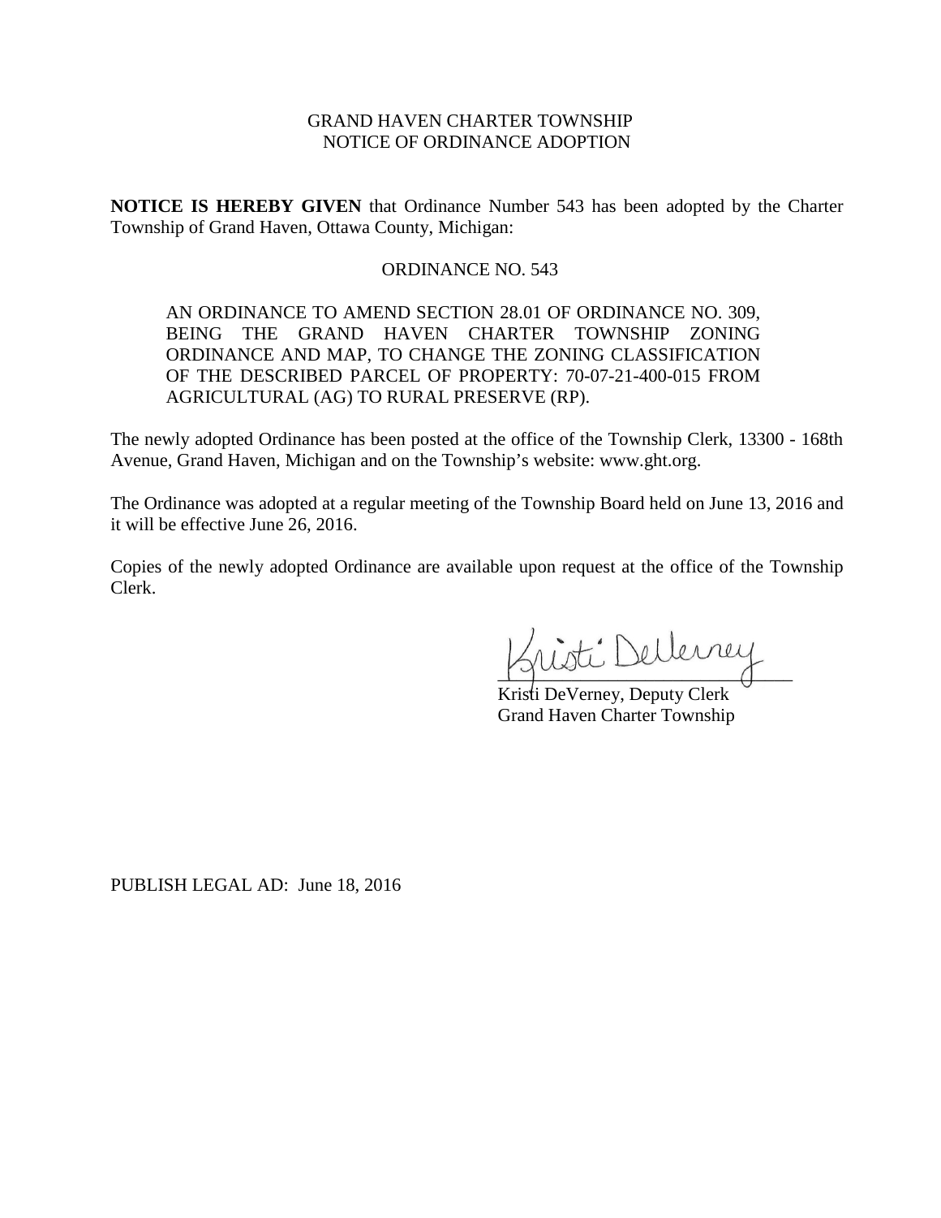GRAND HAVEN CHARTER TOWNSHIP
NOTICE OF ORDINANCE ADOPTION

**NOTICE IS HEREBY GIVEN** that Ordinance Number 543 has been adopted by the Charter Township of Grand Haven, Ottawa County, Michigan:

ORDINANCE NO. 543

> AN ORDINANCE TO AMEND SECTION 28.01 OF ORDINANCE NO. 309, BEING THE GRAND HAVEN CHARTER TOWNSHIP ZONING ORDINANCE AND MAP, TO CHANGE THE ZONING CLASSIFICATION OF THE DESCRIBED PARCEL OF PROPERTY: 70-07-21-400-015 FROM AGRICULTURAL (AG) TO RURAL PRESERVE (RP).

The newly adopted Ordinance has been posted at the office of the Township Clerk, 13300 - 168th Avenue, Grand Haven, Michigan and on the Township's website: www.ght.org.

The Ordinance was adopted at a regular meeting of the Township Board held on June 13, 2016 and it will be effective June 26, 2016.

Copies of the newly adopted Ordinance are available upon request at the office of the Township Clerk.

Kristi DeVerney

Kristi DeVerney, Deputy Clerk
Grand Haven Charter Township

PUBLISH LEGAL AD: June 18, 2016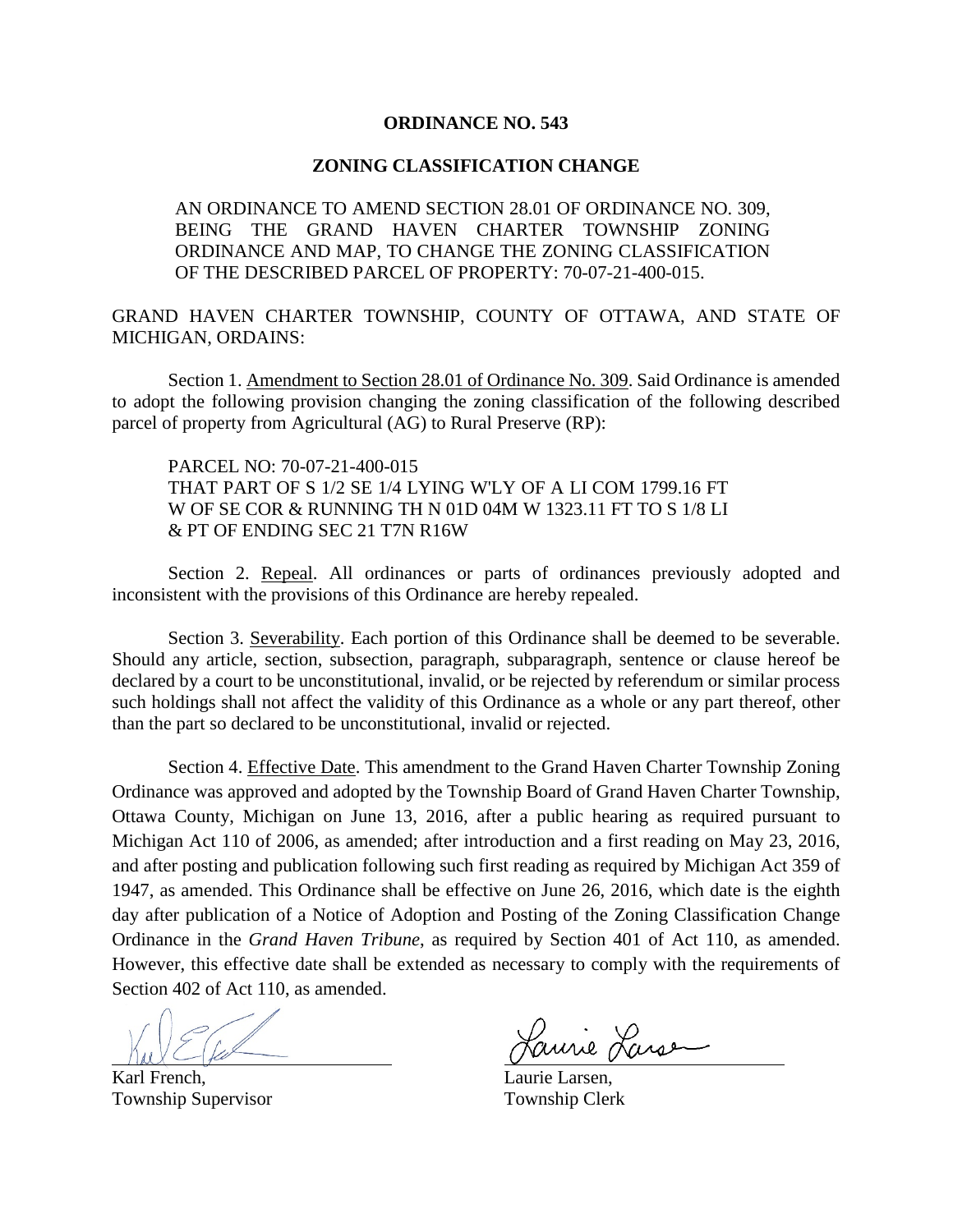# ORDINANCE NO. 543

## ZONING CLASSIFICATION CHANGE

AN ORDINANCE TO AMEND SECTION 28.01 OF ORDINANCE NO. 309, BEING THE GRAND HAVEN CHARTER TOWNSHIP ZONING ORDINANCE AND MAP, TO CHANGE THE ZONING CLASSIFICATION OF THE DESCRIBED PARCEL OF PROPERTY: 70-07-21-400-015.

GRAND HAVEN CHARTER TOWNSHIP, COUNTY OF OTTAWA, AND STATE OF MICHIGAN, ORDAINS:

Section 1. Amendment to Section 28.01 of Ordinance No. 309. Said Ordinance is amended to adopt the following provision changing the zoning classification of the following described parcel of property from Agricultural (AG) to Rural Preserve (RP):

PARCEL NO: 70-07-21-400-015
THAT PART OF S 1/2 SE 1/4 LYING W'LY OF A LI COM 1799.16 FT W OF SE COR & RUNNING TH N 01D 04M W 1323.11 FT TO S 1/8 LI & PT OF ENDING SEC 21 T7N R16W

Section 2. Repeal. All ordinances or parts of ordinances previously adopted and inconsistent with the provisions of this Ordinance are hereby repealed.

Section 3. Severability. Each portion of this Ordinance shall be deemed to be severable. Should any article, section, subsection, paragraph, subparagraph, sentence or clause hereof be declared by a court to be unconstitutional, invalid, or be rejected by referendum or similar process such holdings shall not affect the validity of this Ordinance as a whole or any part thereof, other than the part so declared to be unconstitutional, invalid or rejected.

Section 4. Effective Date. This amendment to the Grand Haven Charter Township Zoning Ordinance was approved and adopted by the Township Board of Grand Haven Charter Township, Ottawa County, Michigan on June 13, 2016, after a public hearing as required pursuant to Michigan Act 110 of 2006, as amended; after introduction and a first reading on May 23, 2016, and after posting and publication following such first reading as required by Michigan Act 359 of 1947, as amended. This Ordinance shall be effective on June 26, 2016, which date is the eighth day after publication of a Notice of Adoption and Posting of the Zoning Classification Change Ordinance in the *Grand Haven Tribune*, as required by Section 401 of Act 110, as amended. However, this effective date shall be extended as necessary to comply with the requirements of Section 402 of Act 110, as amended.

| | |
|---|---|
| Karl French, | Laurie Larsen, |
| Township Supervisor | Township Clerk |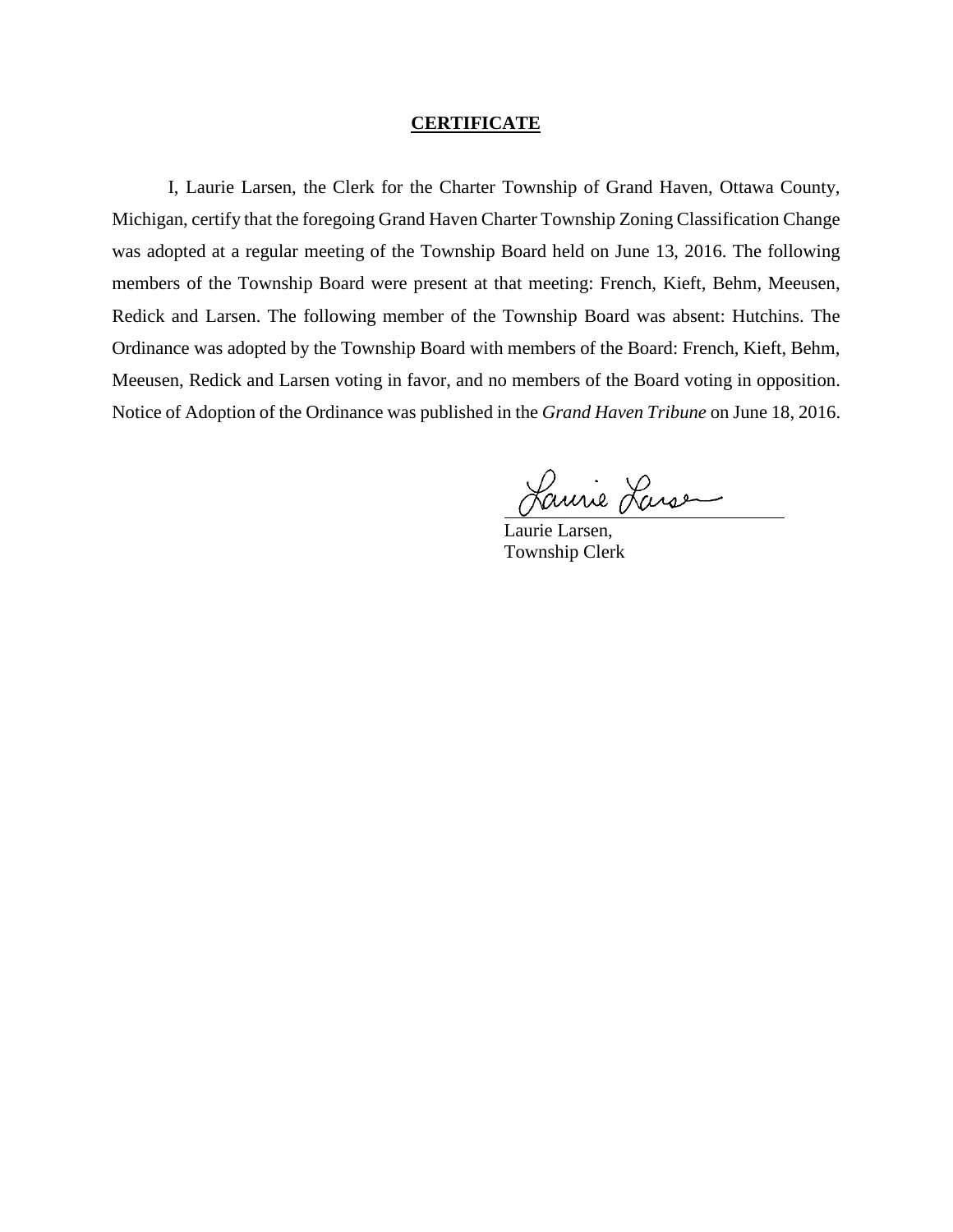**CERTIFICATE**

I, Laurie Larsen, the Clerk for the Charter Township of Grand Haven, Ottawa County, Michigan, certify that the foregoing Grand Haven Charter Township Zoning Classification Change was adopted at a regular meeting of the Township Board held on June 13, 2016. The following members of the Township Board were present at that meeting: French, Kieft, Behm, Meeusen, Redick and Larsen. The following member of the Township Board was absent: Hutchins. The Ordinance was adopted by the Township Board with members of the Board: French, Kieft, Behm, Meeusen, Redick and Larsen voting in favor, and no members of the Board voting in opposition. Notice of Adoption of the Ordinance was published in the *Grand Haven Tribune* on June 18, 2016.

Laurie Larsen,
Township Clerk